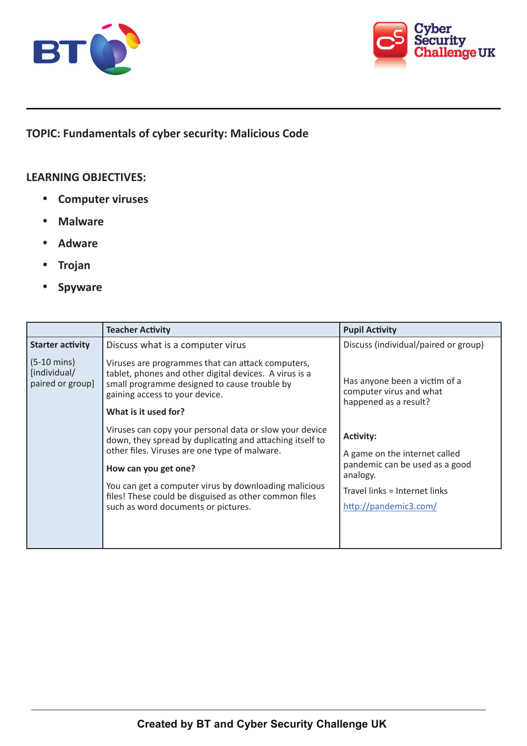**TOPIC: Fundamentals of cyber security: Malicious Code**

**LEARNING OBJECTIVES:**

- **Computer viruses**
- **Malware**
- **Adware**
- **Trojan**
- **Spyware**

| | Teacher Activity | Pupil Activity |
|---|---|---|
| **Starter activity**<br><br>(5-10 mins) [individual/ paired or group] | Discuss what is a computer virus<br><br>Viruses are programmes that can attack computers, tablet, phones and other digital devices. A virus is a small programme designed to cause trouble by gaining access to your device.<br><br>**What is it used for?**<br><br>Viruses can copy your personal data or slow your device down, they spread by duplicating and attaching itself to other files. Viruses are one type of malware.<br><br>**How can you get one?**<br><br>You can get a computer virus by downloading malicious files! These could be disguised as other common files such as word documents or pictures. | Discuss (individual/paired or group)<br><br>Has anyone been a victim of a computer virus and what happened as a result?<br><br>**Activity:**<br><br>A game on the internet called pandemic can be used as a good analogy.<br><br>Travel links = Internet links<br><br>http://pandemic3.com/ |

**Created by BT and Cyber Security Challenge UK**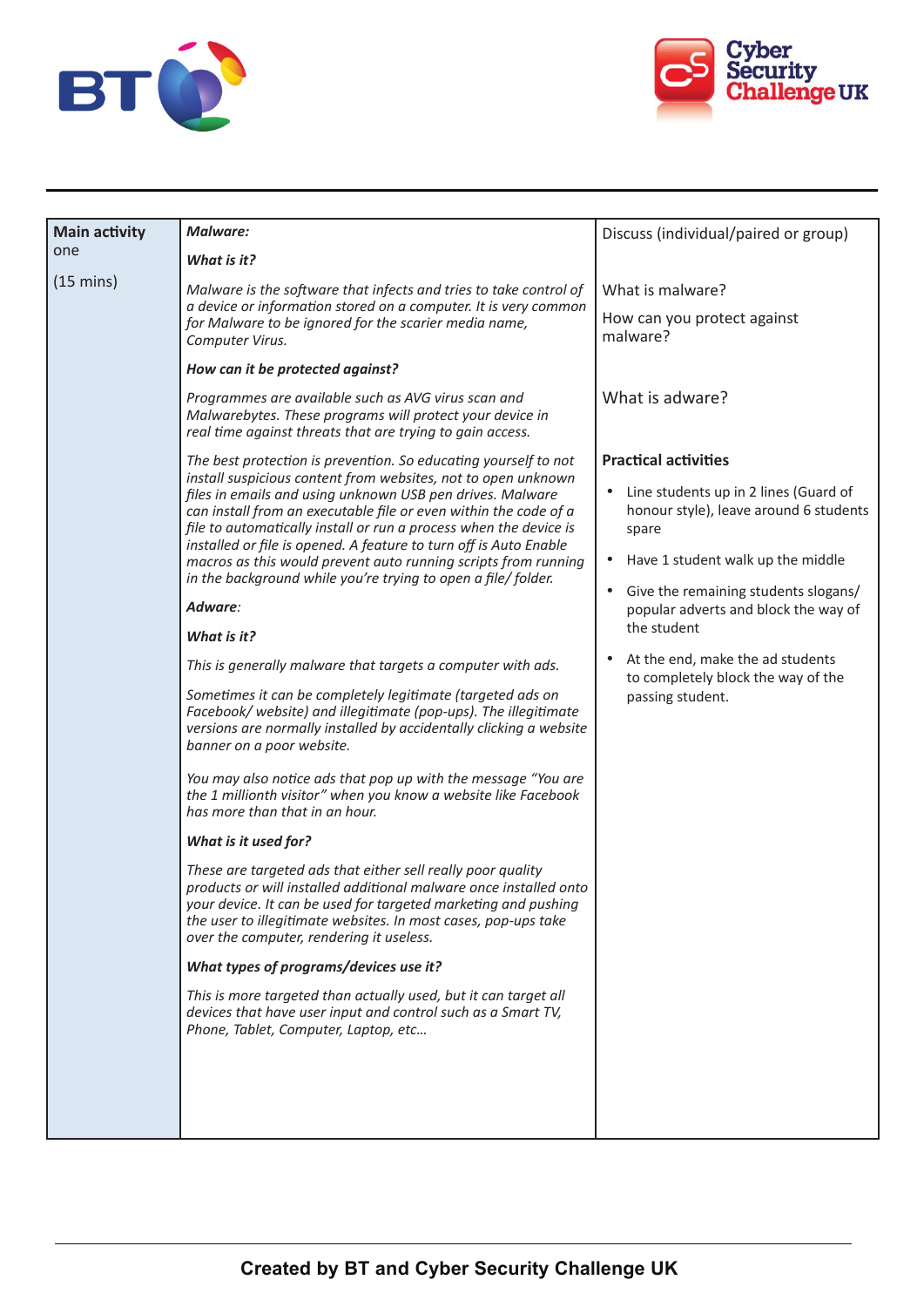| Main activity one (15 mins) | *Malware:* | Discuss (individual/paired or group) |
|---|---|---|
| | ***What is it?*** | |
| | *Malware is the software that infects and tries to take control of a device or information stored on a computer. It is very common for Malware to be ignored for the scarier media name, Computer Virus.* | What is malware? How can you protect against malware? |
| | ***How can it be protected against?*** | |
| | *Programmes are available such as AVG virus scan and Malwarebytes. These programs will protect your device in real time against threats that are trying to gain access.* | What is adware? |
| | *The best protection is prevention. So educating yourself to not install suspicious content from websites, not to open unknown files in emails and using unknown USB pen drives. Malware can install from an executable file or even within the code of a file to automatically install or run a process when the device is installed or file is opened. A feature to turn off is Auto Enable macros as this would prevent auto running scripts from running in the background while you're trying to open a file/ folder.* | **Practical activities** <br> • Line students up in 2 lines (Guard of honour style), leave around 6 students spare <br> • Have 1 student walk up the middle <br> • Give the remaining students slogans/ popular adverts and block the way of the student <br> • At the end, make the ad students to completely block the way of the passing student. |
| | ***Adware:*** | |
| | ***What is it?*** | |
| | *This is generally malware that targets a computer with ads.* | |
| | *Sometimes it can be completely legitimate (targeted ads on Facebook/ website) and illegitimate (pop-ups). The illegitimate versions are normally installed by accidentally clicking a website banner on a poor website.* | |
| | *You may also notice ads that pop up with the message "You are the 1 millionth visitor" when you know a website like Facebook has more than that in an hour.* | |
| | ***What is it used for?*** | |
| | *These are targeted ads that either sell really poor quality products or will installed additional malware once installed onto your device. It can be used for targeted marketing and pushing the user to illegitimate websites. In most cases, pop-ups take over the computer, rendering it useless.* | |
| | ***What types of programs/devices use it?*** | |
| | *This is more targeted than actually used, but it can target all devices that have user input and control such as a Smart TV, Phone, Tablet, Computer, Laptop, etc...* | |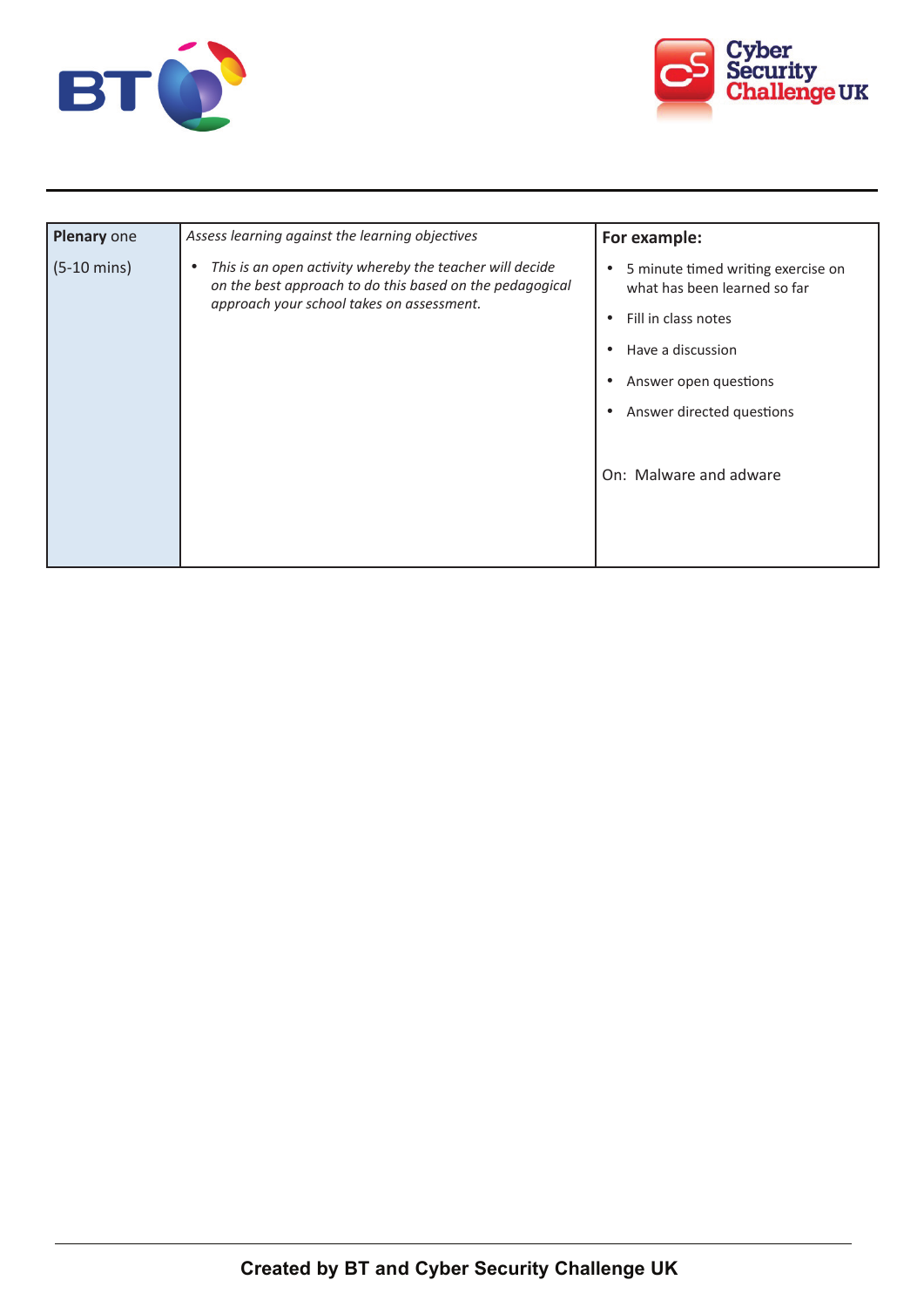| **Plenary** one<br><br>(5-10 mins) | *Assess learning against the learning objectives*<br><br>• *This is an open activity whereby the teacher will decide on the best approach to do this based on the pedagogical approach your school takes on assessment.* | **For example:**<br><br>• 5 minute timed writing exercise on what has been learned so far<br>• Fill in class notes<br>• Have a discussion<br>• Answer open questions<br>• Answer directed questions<br><br>On: Malware and adware |
|---|---|---|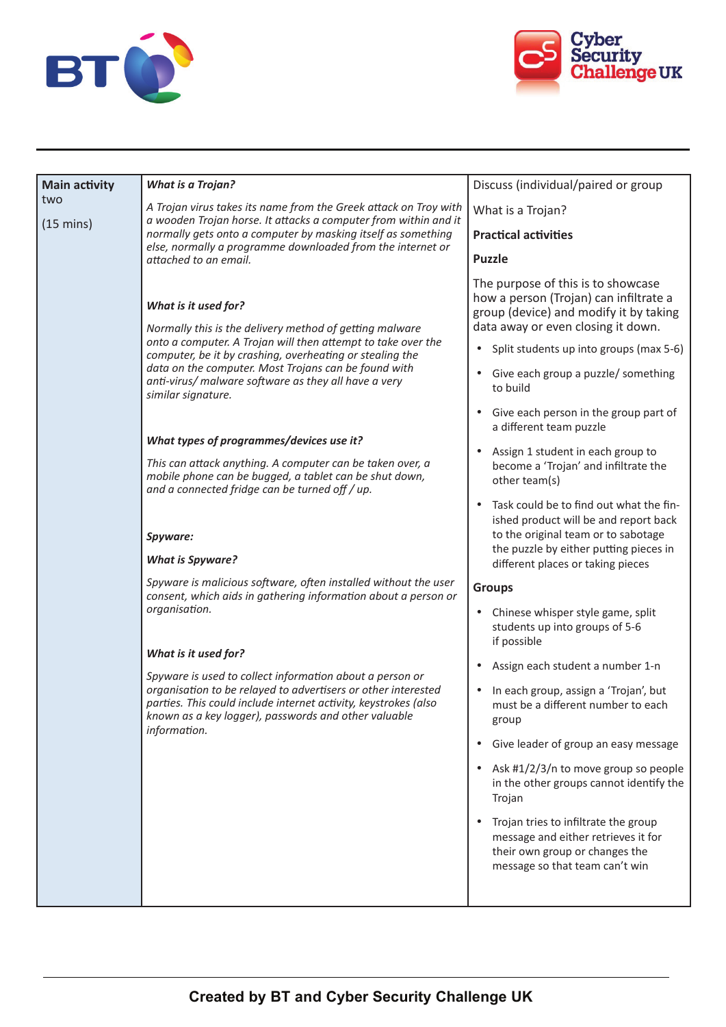| Main activity two (15 mins) | What is a Trojan? | Discuss (individual/paired or group |
|---|---|---|
| | *A Trojan virus takes its name from the Greek attack on Troy with a wooden Trojan horse. It attacks a computer from within and it normally gets onto a computer by masking itself as something else, normally a programme downloaded from the internet or attached to an email.*<br><br>***What is it used for?***<br><br>*Normally this is the delivery method of getting malware onto a computer. A Trojan will then attempt to take over the computer, be it by crashing, overheating or stealing the data on the computer. Most Trojans can be found with anti-virus/ malware software as they all have a very similar signature.*<br><br>***What types of programmes/devices use it?***<br><br>*This can attack anything. A computer can be taken over, a mobile phone can be bugged, a tablet can be shut down, and a connected fridge can be turned off / up.*<br><br>***Spyware:***<br><br>***What is Spyware?***<br><br>*Spyware is malicious software, often installed without the user consent, which aids in gathering information about a person or organisation.*<br><br>***What is it used for?***<br><br>*Spyware is used to collect information about a person or organisation to be relayed to advertisers or other interested parties. This could include internet activity, keystrokes (also known as a key logger), passwords and other valuable information.* | What is a Trojan?<br><br>**Practical activities**<br><br>**Puzzle**<br><br>The purpose of this is to showcase how a person (Trojan) can infiltrate a group (device) and modify it by taking data away or even closing it down.<br><br>• Split students up into groups (max 5-6)<br>• Give each group a puzzle/ something to build<br>• Give each person in the group part of a different team puzzle<br>• Assign 1 student in each group to become a 'Trojan' and infiltrate the other team(s)<br>• Task could be to find out what the finished product will be and report back to the original team or to sabotage the puzzle by either putting pieces in different places or taking pieces<br><br>**Groups**<br><br>• Chinese whisper style game, split students up into groups of 5-6 if possible<br>• Assign each student a number 1-n<br>• In each group, assign a 'Trojan', but must be a different number to each group<br>• Give leader of group an easy message<br>• Ask #1/2/3/n to move group so people in the other groups cannot identify the Trojan<br>• Trojan tries to infiltrate the group message and either retrieves it for their own group or changes the message so that team can't win |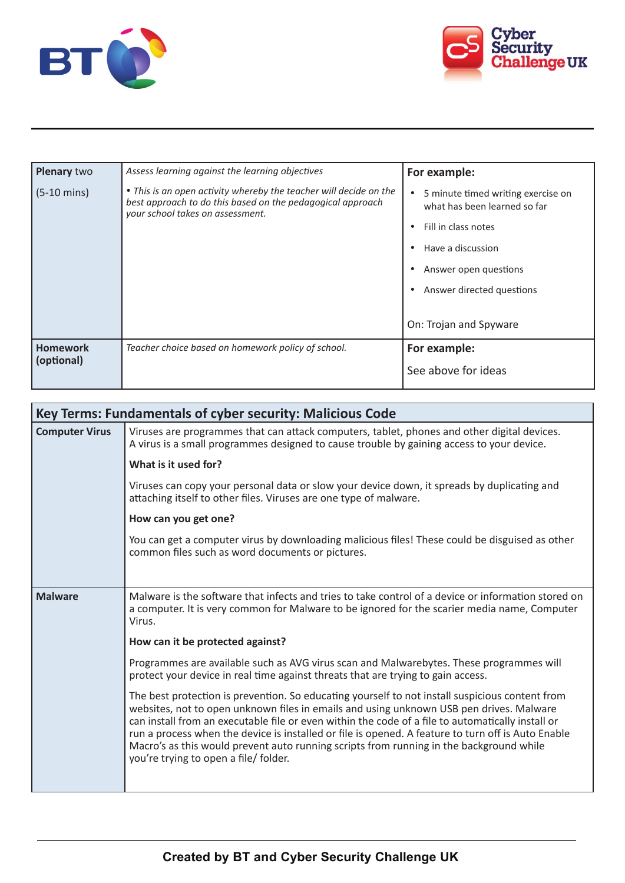| **Plenary** two<br><br>(5-10 mins) | *Assess learning against the learning objectives*<br><br>*• This is an open activity whereby the teacher will decide on the best approach to do this based on the pedagogical approach your school takes on assessment.* | **For example:**<br><br>• 5 minute timed writing exercise on what has been learned so far<br>• Fill in class notes<br>• Have a discussion<br>• Answer open questions<br>• Answer directed questions<br><br>On: Trojan and Spyware |
|---|---|---|
| **Homework (optional)** | *Teacher choice based on homework policy of school.* | **For example:**<br><br>See above for ideas |

| Key Terms: Fundamentals of cyber security: Malicious Code | |
|---|---|
| **Computer Virus** | Viruses are programmes that can attack computers, tablet, phones and other digital devices. A virus is a small programmes designed to cause trouble by gaining access to your device.<br><br>**What is it used for?**<br><br>Viruses can copy your personal data or slow your device down, it spreads by duplicating and attaching itself to other files. Viruses are one type of malware.<br><br>**How can you get one?**<br><br>You can get a computer virus by downloading malicious files! These could be disguised as other common files such as word documents or pictures. |
| **Malware** | Malware is the software that infects and tries to take control of a device or information stored on a computer. It is very common for Malware to be ignored for the scarier media name, Computer Virus.<br><br>**How can it be protected against?**<br><br>Programmes are available such as AVG virus scan and Malwarebytes. These programmes will protect your device in real time against threats that are trying to gain access.<br><br>The best protection is prevention. So educating yourself to not install suspicious content from websites, not to open unknown files in emails and using unknown USB pen drives. Malware can install from an executable file or even within the code of a file to automatically install or run a process when the device is installed or file is opened. A feature to turn off is Auto Enable Macro's as this would prevent auto running scripts from running in the background while you're trying to open a file/ folder. |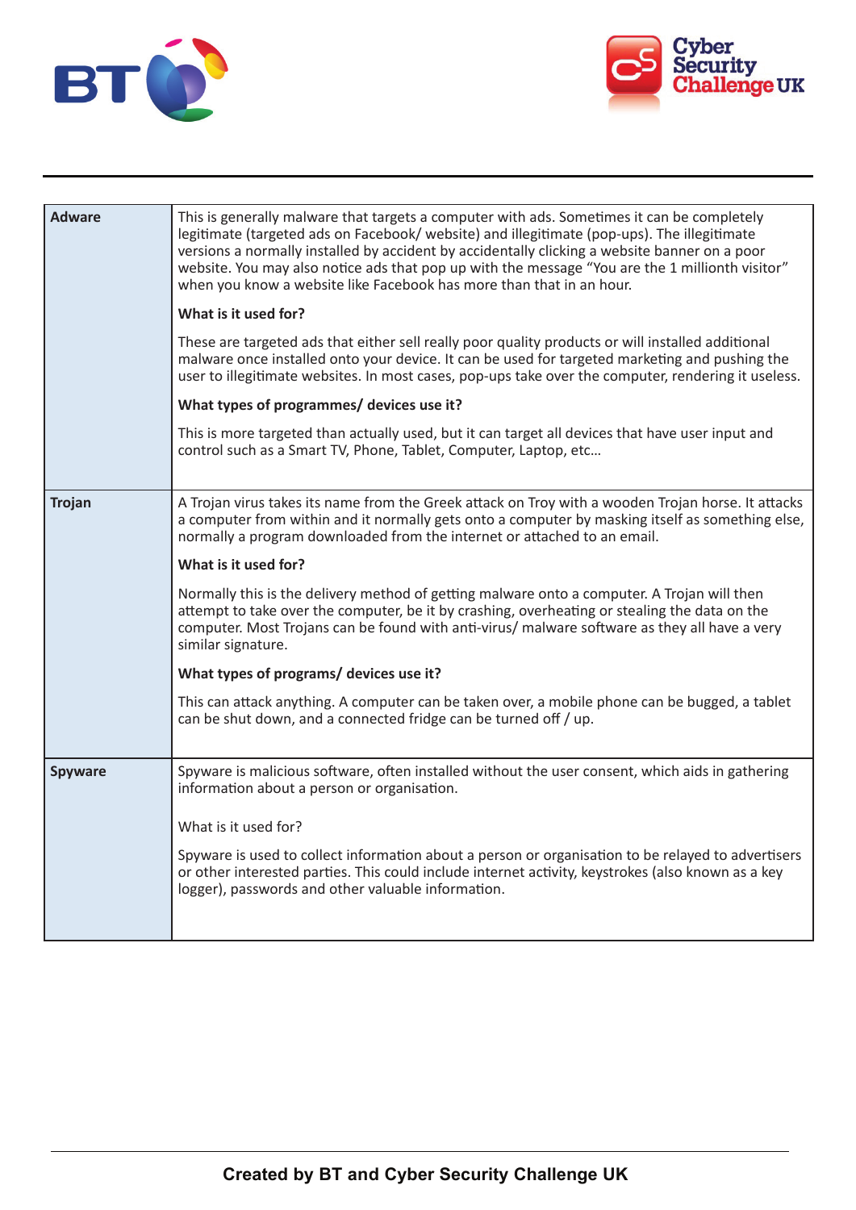| | |
|---|---|
| **Adware** | This is generally malware that targets a computer with ads. Sometimes it can be completely legitimate (targeted ads on Facebook/ website) and illegitimate (pop-ups). The illegitimate versions a normally installed by accident by accidentally clicking a website banner on a poor website. You may also notice ads that pop up with the message "You are the 1 millionth visitor" when you know a website like Facebook has more than that in an hour.<br><br>**What is it used for?**<br><br>These are targeted ads that either sell really poor quality products or will installed additional malware once installed onto your device. It can be used for targeted marketing and pushing the user to illegitimate websites. In most cases, pop-ups take over the computer, rendering it useless.<br><br>**What types of programmes/ devices use it?**<br><br>This is more targeted than actually used, but it can target all devices that have user input and control such as a Smart TV, Phone, Tablet, Computer, Laptop, etc… |
| **Trojan** | A Trojan virus takes its name from the Greek attack on Troy with a wooden Trojan horse. It attacks a computer from within and it normally gets onto a computer by masking itself as something else, normally a program downloaded from the internet or attached to an email.<br><br>**What is it used for?**<br><br>Normally this is the delivery method of getting malware onto a computer. A Trojan will then attempt to take over the computer, be it by crashing, overheating or stealing the data on the computer. Most Trojans can be found with anti-virus/ malware software as they all have a very similar signature.<br><br>**What types of programs/ devices use it?**<br><br>This can attack anything. A computer can be taken over, a mobile phone can be bugged, a tablet can be shut down, and a connected fridge can be turned off / up. |
| **Spyware** | Spyware is malicious software, often installed without the user consent, which aids in gathering information about a person or organisation.<br><br>What is it used for?<br><br>Spyware is used to collect information about a person or organisation to be relayed to advertisers or other interested parties. This could include internet activity, keystrokes (also known as a key logger), passwords and other valuable information. |

**Created by BT and Cyber Security Challenge UK**